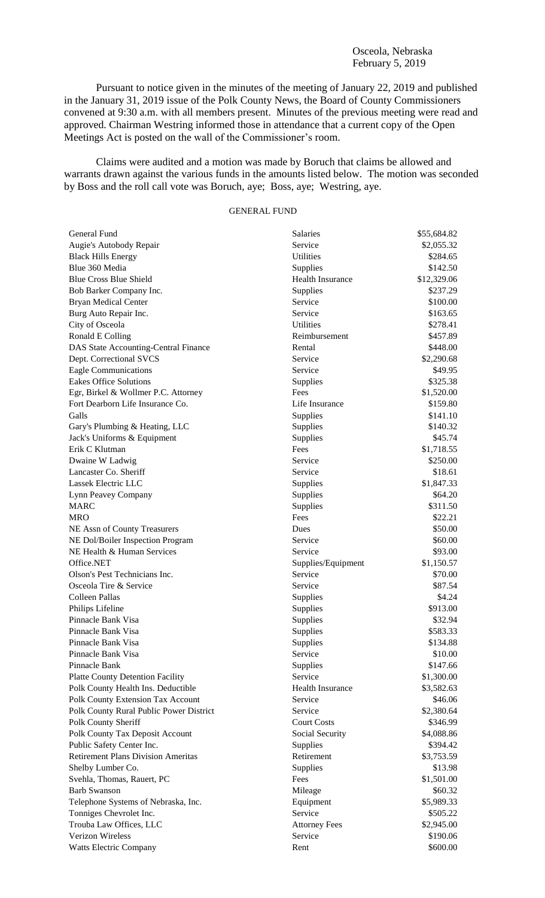Osceola, Nebraska
February 5, 2019

Pursuant to notice given in the minutes of the meeting of January 22, 2019 and published in the January 31, 2019 issue of the Polk County News, the Board of County Commissioners convened at 9:30 a.m. with all members present. Minutes of the previous meeting were read and approved. Chairman Westring informed those in attendance that a current copy of the Open Meetings Act is posted on the wall of the Commissioner's room.

Claims were audited and a motion was made by Boruch that claims be allowed and warrants drawn against the various funds in the amounts listed below. The motion was seconded by Boss and the roll call vote was Boruch, aye; Boss, aye; Westring, aye.

GENERAL FUND

| | | |
|---|---|---|
| General Fund | Salaries | $55,684.82 |
| Augie's Autobody Repair | Service | $2,055.32 |
| Black Hills Energy | Utilities | $284.65 |
| Blue 360 Media | Supplies | $142.50 |
| Blue Cross Blue Shield | Health Insurance | $12,329.06 |
| Bob Barker Company Inc. | Supplies | $237.29 |
| Bryan Medical Center | Service | $100.00 |
| Burg Auto Repair Inc. | Service | $163.65 |
| City of Osceola | Utilities | $278.41 |
| Ronald E Colling | Reimbursement | $457.89 |
| DAS State Accounting-Central Finance | Rental | $448.00 |
| Dept. Correctional SVCS | Service | $2,290.68 |
| Eagle Communications | Service | $49.95 |
| Eakes Office Solutions | Supplies | $325.38 |
| Egr, Birkel & Wollmer P.C. Attorney | Fees | $1,520.00 |
| Fort Dearborn Life Insurance Co. | Life Insurance | $159.80 |
| Galls | Supplies | $141.10 |
| Gary's Plumbing & Heating, LLC | Supplies | $140.32 |
| Jack's Uniforms & Equipment | Supplies | $45.74 |
| Erik C Klutman | Fees | $1,718.55 |
| Dwaine W Ladwig | Service | $250.00 |
| Lancaster Co. Sheriff | Service | $18.61 |
| Lassek Electric LLC | Supplies | $1,847.33 |
| Lynn Peavey Company | Supplies | $64.20 |
| MARC | Supplies | $311.50 |
| MRO | Fees | $22.21 |
| NE Assn of County Treasurers | Dues | $50.00 |
| NE Dol/Boiler Inspection Program | Service | $60.00 |
| NE Health & Human Services | Service | $93.00 |
| Office.NET | Supplies/Equipment | $1,150.57 |
| Olson's Pest Technicians Inc. | Service | $70.00 |
| Osceola Tire & Service | Service | $87.54 |
| Colleen Pallas | Supplies | $4.24 |
| Philips Lifeline | Supplies | $913.00 |
| Pinnacle Bank Visa | Supplies | $32.94 |
| Pinnacle Bank Visa | Supplies | $583.33 |
| Pinnacle Bank Visa | Supplies | $134.88 |
| Pinnacle Bank Visa | Service | $10.00 |
| Pinnacle Bank | Supplies | $147.66 |
| Platte County Detention Facility | Service | $1,300.00 |
| Polk County Health Ins. Deductible | Health Insurance | $3,582.63 |
| Polk County Extension Tax Account | Service | $46.06 |
| Polk County Rural Public Power District | Service | $2,380.64 |
| Polk County Sheriff | Court Costs | $346.99 |
| Polk County Tax Deposit Account | Social Security | $4,088.86 |
| Public Safety Center Inc. | Supplies | $394.42 |
| Retirement Plans Division Ameritas | Retirement | $3,753.59 |
| Shelby Lumber Co. | Supplies | $13.98 |
| Svehla, Thomas, Rauert, PC | Fees | $1,501.00 |
| Barb Swanson | Mileage | $60.32 |
| Telephone Systems of Nebraska, Inc. | Equipment | $5,989.33 |
| Tonniges Chevrolet Inc. | Service | $505.22 |
| Trouba Law Offices, LLC | Attorney Fees | $2,945.00 |
| Verizon Wireless | Service | $190.06 |
| Watts Electric Company | Rent | $600.00 |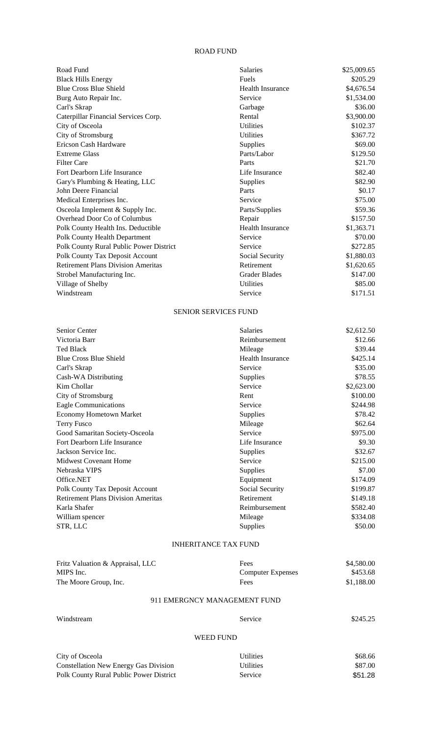## ROAD FUND

| | | |
|---|---|---|
| Road Fund | Salaries | $25,009.65 |
| Black Hills Energy | Fuels | $205.29 |
| Blue Cross Blue Shield | Health Insurance | $4,676.54 |
| Burg Auto Repair Inc. | Service | $1,534.00 |
| Carl's Skrap | Garbage | $36.00 |
| Caterpillar Financial Services Corp. | Rental | $3,900.00 |
| City of Osceola | Utilities | $102.37 |
| City of Stromsburg | Utilities | $367.72 |
| Ericson Cash Hardware | Supplies | $69.00 |
| Extreme Glass | Parts/Labor | $129.50 |
| Filter Care | Parts | $21.70 |
| Fort Dearborn Life Insurance | Life Insurance | $82.40 |
| Gary's Plumbing & Heating, LLC | Supplies | $82.90 |
| John Deere Financial | Parts | $0.17 |
| Medical Enterprises Inc. | Service | $75.00 |
| Osceola Implement & Supply Inc. | Parts/Supplies | $59.36 |
| Overhead Door Co of Columbus | Repair | $157.50 |
| Polk County Health Ins. Deductible | Health Insurance | $1,363.71 |
| Polk County Health Department | Service | $70.00 |
| Polk County Rural Public Power District | Service | $272.85 |
| Polk County Tax Deposit Account | Social Security | $1,880.03 |
| Retirement Plans Division Ameritas | Retirement | $1,620.65 |
| Strobel Manufacturing Inc. | Grader Blades | $147.00 |
| Village of Shelby | Utilities | $85.00 |
| Windstream | Service | $171.51 |

## SENIOR SERVICES FUND

| | | |
|---|---|---|
| Senior Center | Salaries | $2,612.50 |
| Victoria Barr | Reimbursement | $12.66 |
| Ted Black | Mileage | $39.44 |
| Blue Cross Blue Shield | Health Insurance | $425.14 |
| Carl's Skrap | Service | $35.00 |
| Cash-WA Distributing | Supplies | $78.55 |
| Kim Chollar | Service | $2,623.00 |
| City of Stromsburg | Rent | $100.00 |
| Eagle Communications | Service | $244.98 |
| Economy Hometown Market | Supplies | $78.42 |
| Terry Fusco | Mileage | $62.64 |
| Good Samaritan Society-Osceola | Service | $975.00 |
| Fort Dearborn Life Insurance | Life Insurance | $9.30 |
| Jackson Service Inc. | Supplies | $32.67 |
| Midwest Covenant Home | Service | $215.00 |
| Nebraska VIPS | Supplies | $7.00 |
| Office.NET | Equipment | $174.09 |
| Polk County Tax Deposit Account | Social Security | $199.87 |
| Retirement Plans Division Ameritas | Retirement | $149.18 |
| Karla Shafer | Reimbursement | $582.40 |
| William spencer | Mileage | $334.08 |
| STR, LLC | Supplies | $50.00 |

## INHERITANCE TAX FUND

| | | |
|---|---|---|
| Fritz Valuation & Appraisal, LLC | Fees | $4,580.00 |
| MIPS Inc. | Computer Expenses | $453.68 |
| The Moore Group, Inc. | Fees | $1,188.00 |

## 911 EMERGNCY MANAGEMENT FUND

| | | |
|---|---|---|
| Windstream | Service | $245.25 |

## WEED FUND

| | | |
|---|---|---|
| City of Osceola | Utilities | $68.66 |
| Constellation New Energy Gas Division | Utilities | $87.00 |
| Polk County Rural Public Power District | Service | $51.28 |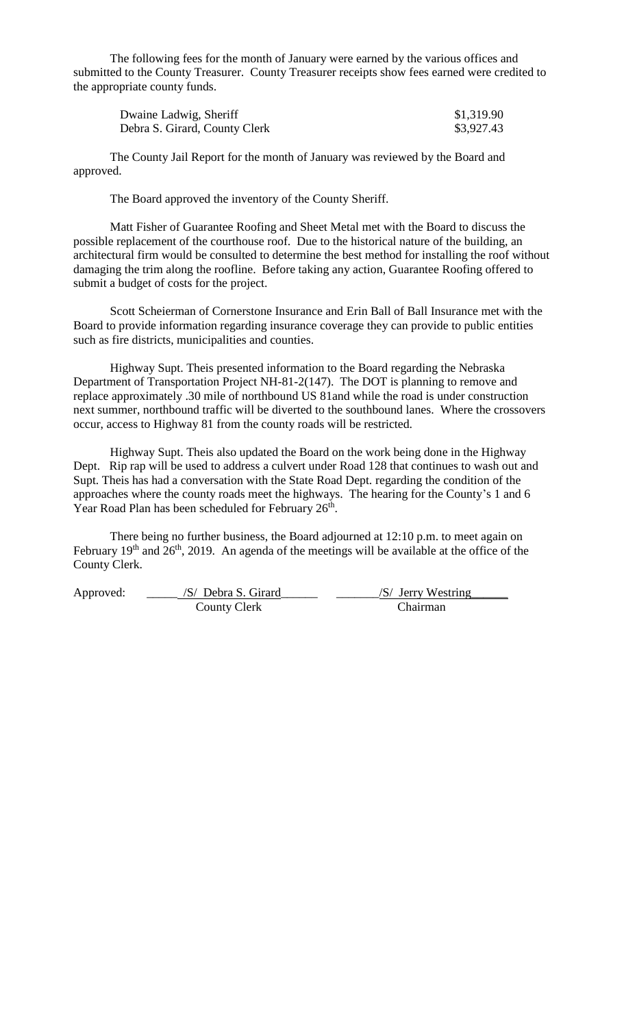The following fees for the month of January were earned by the various offices and submitted to the County Treasurer. County Treasurer receipts show fees earned were credited to the appropriate county funds.

| | |
|---|---|
| Dwaine Ladwig, Sheriff | $1,319.90 |
| Debra S. Girard, County Clerk | $3,927.43 |

The County Jail Report for the month of January was reviewed by the Board and approved.

The Board approved the inventory of the County Sheriff.

Matt Fisher of Guarantee Roofing and Sheet Metal met with the Board to discuss the possible replacement of the courthouse roof. Due to the historical nature of the building, an architectural firm would be consulted to determine the best method for installing the roof without damaging the trim along the roofline. Before taking any action, Guarantee Roofing offered to submit a budget of costs for the project.

Scott Scheierman of Cornerstone Insurance and Erin Ball of Ball Insurance met with the Board to provide information regarding insurance coverage they can provide to public entities such as fire districts, municipalities and counties.

Highway Supt. Theis presented information to the Board regarding the Nebraska Department of Transportation Project NH-81-2(147). The DOT is planning to remove and replace approximately .30 mile of northbound US 81and while the road is under construction next summer, northbound traffic will be diverted to the southbound lanes. Where the crossovers occur, access to Highway 81 from the county roads will be restricted.

Highway Supt. Theis also updated the Board on the work being done in the Highway Dept. Rip rap will be used to address a culvert under Road 128 that continues to wash out and Supt. Theis has had a conversation with the State Road Dept. regarding the condition of the approaches where the county roads meet the highways. The hearing for the County's 1 and 6 Year Road Plan has been scheduled for February 26th.

There being no further business, the Board adjourned at 12:10 p.m. to meet again on February 19th and 26th, 2019. An agenda of the meetings will be available at the office of the County Clerk.

Approved: /S/ Debra S. Girard — County Clerk　　/S/ Jerry Westring — Chairman